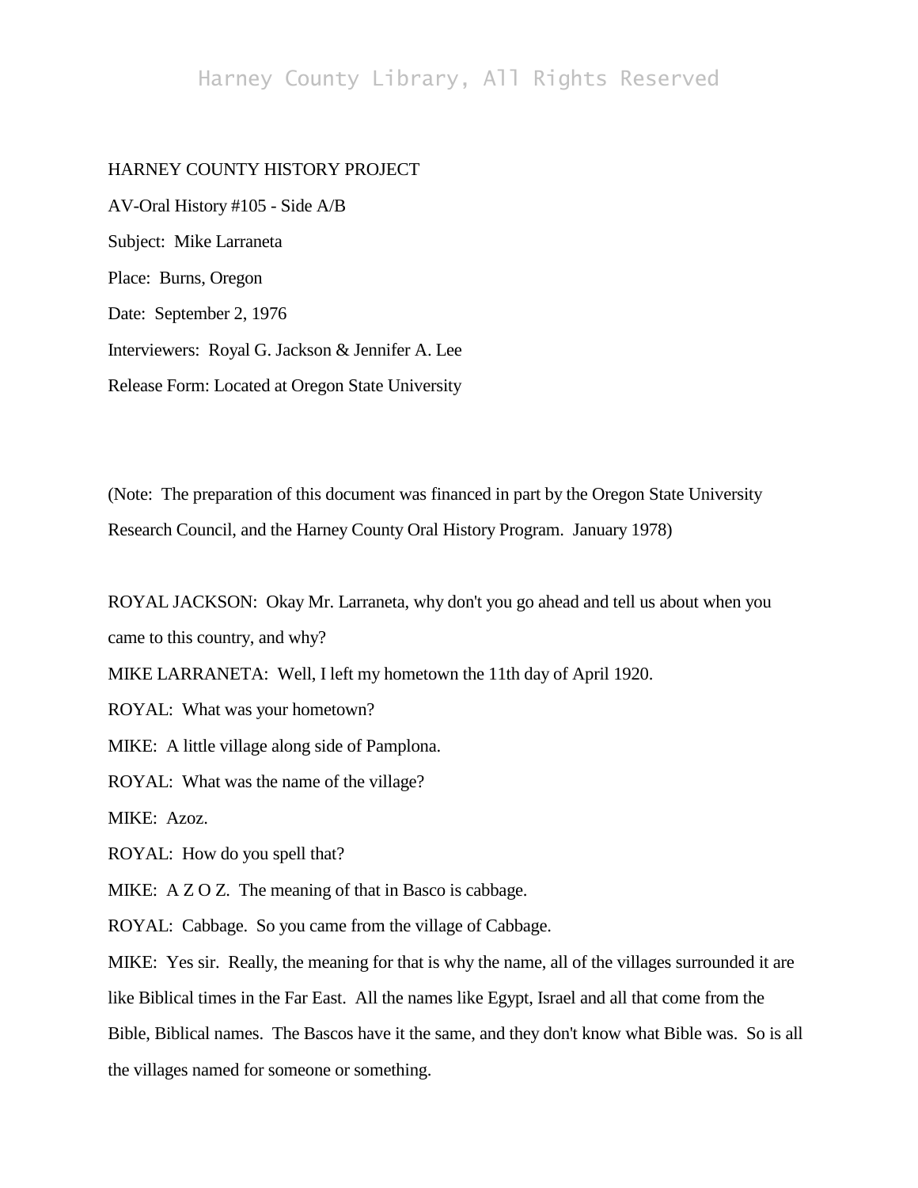HARNEY COUNTY HISTORY PROJECT

AV-Oral History #105 - Side A/B

Subject: Mike Larraneta

Place: Burns, Oregon

Date: September 2, 1976

Interviewers: Royal G. Jackson & Jennifer A. Lee

Release Form: Located at Oregon State University

(Note: The preparation of this document was financed in part by the Oregon State University Research Council, and the Harney County Oral History Program. January 1978)

ROYAL JACKSON: Okay Mr. Larraneta, why don't you go ahead and tell us about when you came to this country, and why?

MIKE LARRANETA: Well, I left my hometown the 11th day of April 1920.

ROYAL: What was your hometown?

MIKE: A little village along side of Pamplona.

ROYAL: What was the name of the village?

MIKE: Azoz.

ROYAL: How do you spell that?

MIKE: A Z O Z. The meaning of that in Basco is cabbage.

ROYAL: Cabbage. So you came from the village of Cabbage.

MIKE: Yes sir. Really, the meaning for that is why the name, all of the villages surrounded it are like Biblical times in the Far East. All the names like Egypt, Israel and all that come from the Bible, Biblical names. The Bascos have it the same, and they don't know what Bible was. So is all the villages named for someone or something.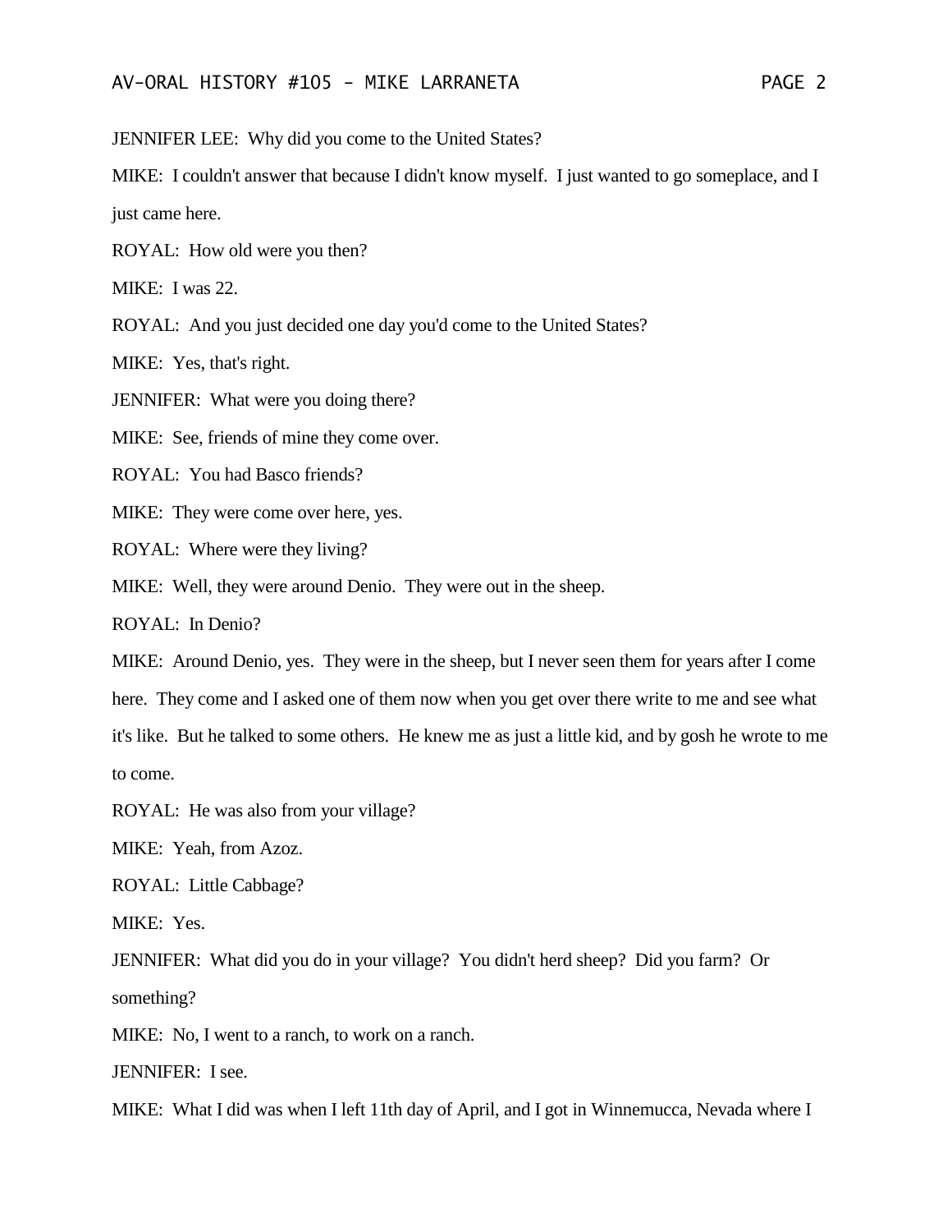JENNIFER LEE: Why did you come to the United States?

MIKE: I couldn't answer that because I didn't know myself. I just wanted to go someplace, and I just came here.

ROYAL: How old were you then?

MIKE: I was 22.

ROYAL: And you just decided one day you'd come to the United States?

MIKE: Yes, that's right.

JENNIFER: What were you doing there?

MIKE: See, friends of mine they come over.

ROYAL: You had Basco friends?

MIKE: They were come over here, yes.

ROYAL: Where were they living?

MIKE: Well, they were around Denio. They were out in the sheep.

ROYAL: In Denio?

MIKE: Around Denio, yes. They were in the sheep, but I never seen them for years after I come here. They come and I asked one of them now when you get over there write to me and see what it's like. But he talked to some others. He knew me as just a little kid, and by gosh he wrote to me to come.

ROYAL: He was also from your village?

MIKE: Yeah, from Azoz.

ROYAL: Little Cabbage?

MIKE: Yes.

JENNIFER: What did you do in your village? You didn't herd sheep? Did you farm? Or something?

MIKE: No, I went to a ranch, to work on a ranch.

JENNIFER: I see.

MIKE: What I did was when I left 11th day of April, and I got in Winnemucca, Nevada where I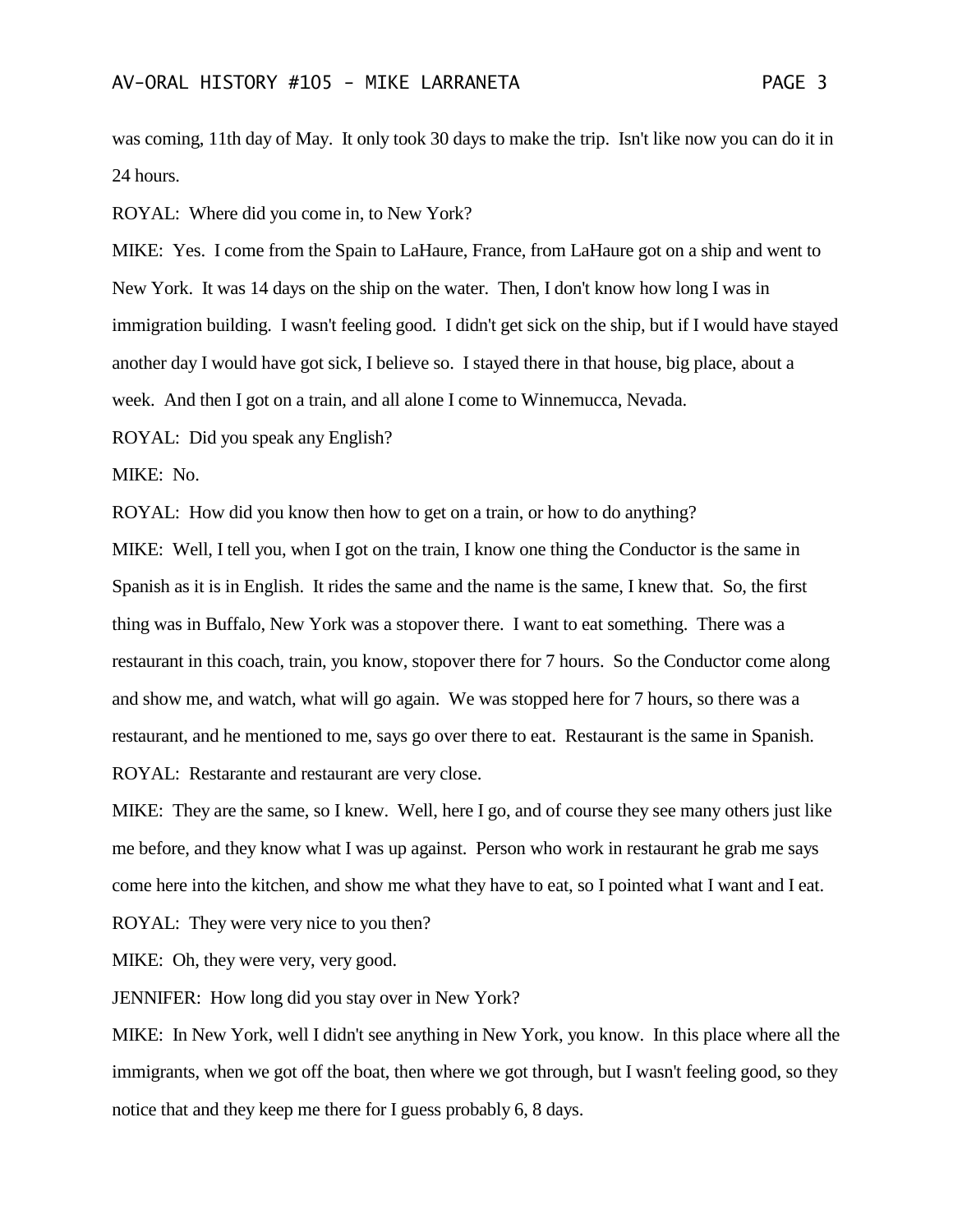was coming, 11th day of May. It only took 30 days to make the trip. Isn't like now you can do it in 24 hours.

ROYAL: Where did you come in, to New York?

MIKE: Yes. I come from the Spain to LaHaure, France, from LaHaure got on a ship and went to New York. It was 14 days on the ship on the water. Then, I don't know how long I was in immigration building. I wasn't feeling good. I didn't get sick on the ship, but if I would have stayed another day I would have got sick, I believe so. I stayed there in that house, big place, about a week. And then I got on a train, and all alone I come to Winnemucca, Nevada.

ROYAL: Did you speak any English?

MIKE: No.

ROYAL: How did you know then how to get on a train, or how to do anything?

MIKE: Well, I tell you, when I got on the train, I know one thing the Conductor is the same in Spanish as it is in English. It rides the same and the name is the same, I knew that. So, the first thing was in Buffalo, New York was a stopover there. I want to eat something. There was a restaurant in this coach, train, you know, stopover there for 7 hours. So the Conductor come along and show me, and watch, what will go again. We was stopped here for 7 hours, so there was a restaurant, and he mentioned to me, says go over there to eat. Restaurant is the same in Spanish.

ROYAL: Restarante and restaurant are very close.

MIKE: They are the same, so I knew. Well, here I go, and of course they see many others just like me before, and they know what I was up against. Person who work in restaurant he grab me says come here into the kitchen, and show me what they have to eat, so I pointed what I want and I eat.

ROYAL: They were very nice to you then?

MIKE: Oh, they were very, very good.

JENNIFER: How long did you stay over in New York?

MIKE: In New York, well I didn't see anything in New York, you know. In this place where all the immigrants, when we got off the boat, then where we got through, but I wasn't feeling good, so they notice that and they keep me there for I guess probably 6, 8 days.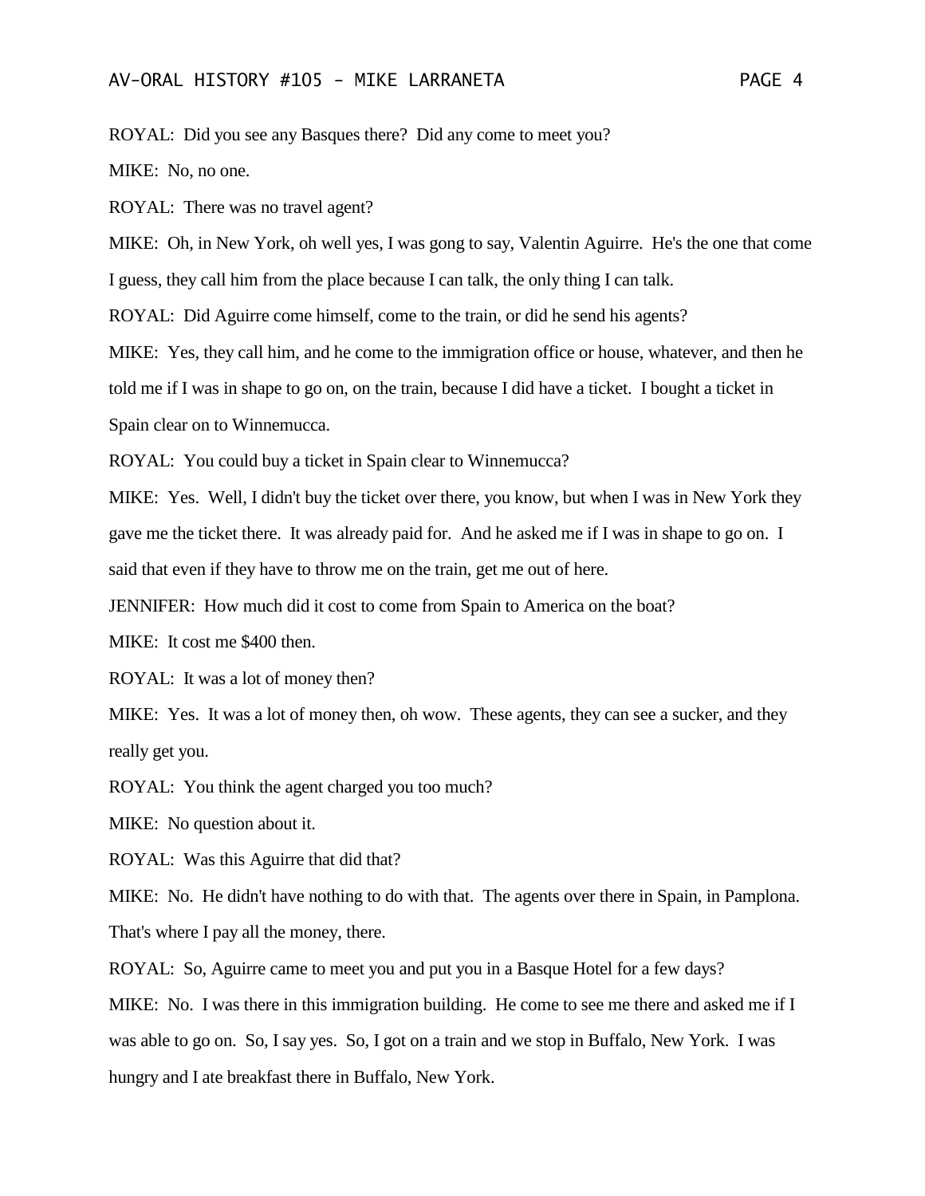ROYAL: Did you see any Basques there? Did any come to meet you?

MIKE: No, no one.

ROYAL: There was no travel agent?

MIKE: Oh, in New York, oh well yes, I was gong to say, Valentin Aguirre. He's the one that come I guess, they call him from the place because I can talk, the only thing I can talk.

ROYAL: Did Aguirre come himself, come to the train, or did he send his agents?

MIKE: Yes, they call him, and he come to the immigration office or house, whatever, and then he told me if I was in shape to go on, on the train, because I did have a ticket. I bought a ticket in Spain clear on to Winnemucca.

ROYAL: You could buy a ticket in Spain clear to Winnemucca?

MIKE: Yes. Well, I didn't buy the ticket over there, you know, but when I was in New York they gave me the ticket there. It was already paid for. And he asked me if I was in shape to go on. I said that even if they have to throw me on the train, get me out of here.

JENNIFER: How much did it cost to come from Spain to America on the boat?

MIKE: It cost me $400 then.

ROYAL: It was a lot of money then?

MIKE: Yes. It was a lot of money then, oh wow. These agents, they can see a sucker, and they really get you.

ROYAL: You think the agent charged you too much?

MIKE: No question about it.

ROYAL: Was this Aguirre that did that?

MIKE: No. He didn't have nothing to do with that. The agents over there in Spain, in Pamplona. That's where I pay all the money, there.

ROYAL: So, Aguirre came to meet you and put you in a Basque Hotel for a few days?

MIKE: No. I was there in this immigration building. He come to see me there and asked me if I was able to go on. So, I say yes. So, I got on a train and we stop in Buffalo, New York. I was hungry and I ate breakfast there in Buffalo, New York.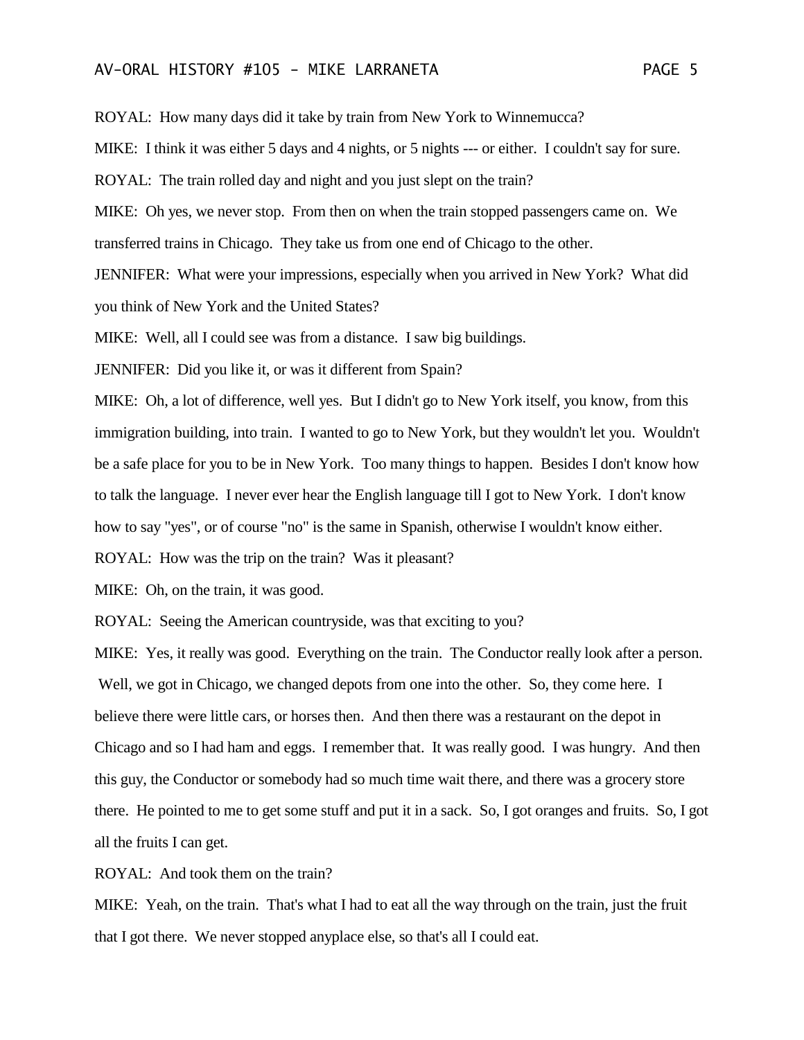ROYAL: How many days did it take by train from New York to Winnemucca?

MIKE: I think it was either 5 days and 4 nights, or 5 nights --- or either. I couldn't say for sure.

ROYAL: The train rolled day and night and you just slept on the train?

MIKE: Oh yes, we never stop. From then on when the train stopped passengers came on. We transferred trains in Chicago. They take us from one end of Chicago to the other.

JENNIFER: What were your impressions, especially when you arrived in New York? What did you think of New York and the United States?

MIKE: Well, all I could see was from a distance. I saw big buildings.

JENNIFER: Did you like it, or was it different from Spain?

MIKE: Oh, a lot of difference, well yes. But I didn't go to New York itself, you know, from this immigration building, into train. I wanted to go to New York, but they wouldn't let you. Wouldn't be a safe place for you to be in New York. Too many things to happen. Besides I don't know how to talk the language. I never ever hear the English language till I got to New York. I don't know how to say "yes", or of course "no" is the same in Spanish, otherwise I wouldn't know either.

ROYAL: How was the trip on the train? Was it pleasant?

MIKE: Oh, on the train, it was good.

ROYAL: Seeing the American countryside, was that exciting to you?

MIKE: Yes, it really was good. Everything on the train. The Conductor really look after a person. Well, we got in Chicago, we changed depots from one into the other. So, they come here. I believe there were little cars, or horses then. And then there was a restaurant on the depot in Chicago and so I had ham and eggs. I remember that. It was really good. I was hungry. And then this guy, the Conductor or somebody had so much time wait there, and there was a grocery store there. He pointed to me to get some stuff and put it in a sack. So, I got oranges and fruits. So, I got all the fruits I can get.

ROYAL: And took them on the train?

MIKE: Yeah, on the train. That's what I had to eat all the way through on the train, just the fruit that I got there. We never stopped anyplace else, so that's all I could eat.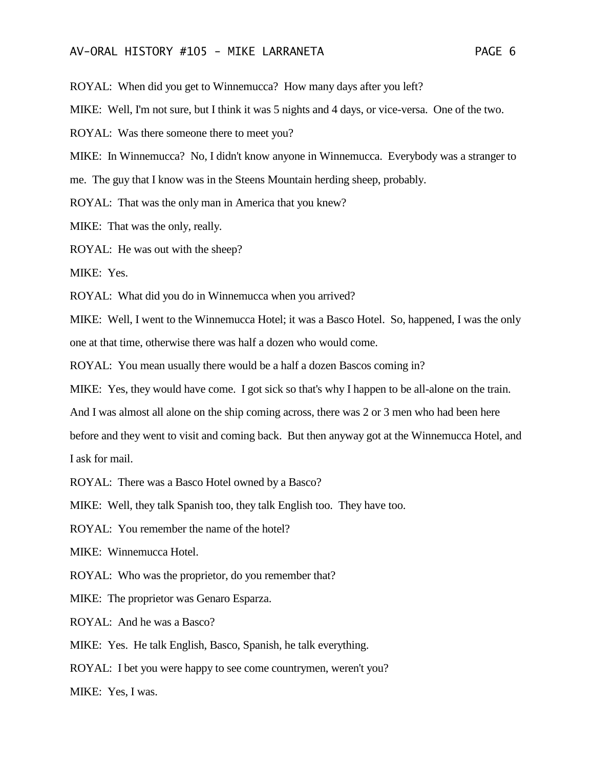ROYAL: When did you get to Winnemucca? How many days after you left?

MIKE: Well, I'm not sure, but I think it was 5 nights and 4 days, or vice-versa. One of the two.

ROYAL: Was there someone there to meet you?

MIKE: In Winnemucca? No, I didn't know anyone in Winnemucca. Everybody was a stranger to me. The guy that I know was in the Steens Mountain herding sheep, probably.

ROYAL: That was the only man in America that you knew?

MIKE: That was the only, really.

ROYAL: He was out with the sheep?

MIKE: Yes.

ROYAL: What did you do in Winnemucca when you arrived?

MIKE: Well, I went to the Winnemucca Hotel; it was a Basco Hotel. So, happened, I was the only one at that time, otherwise there was half a dozen who would come.

ROYAL: You mean usually there would be a half a dozen Bascos coming in?

MIKE: Yes, they would have come. I got sick so that's why I happen to be all-alone on the train. And I was almost all alone on the ship coming across, there was 2 or 3 men who had been here before and they went to visit and coming back. But then anyway got at the Winnemucca Hotel, and I ask for mail.

ROYAL: There was a Basco Hotel owned by a Basco?

MIKE: Well, they talk Spanish too, they talk English too. They have too.

ROYAL: You remember the name of the hotel?

MIKE: Winnemucca Hotel.

ROYAL: Who was the proprietor, do you remember that?

MIKE: The proprietor was Genaro Esparza.

ROYAL: And he was a Basco?

MIKE: Yes. He talk English, Basco, Spanish, he talk everything.

ROYAL: I bet you were happy to see come countrymen, weren't you?

MIKE: Yes, I was.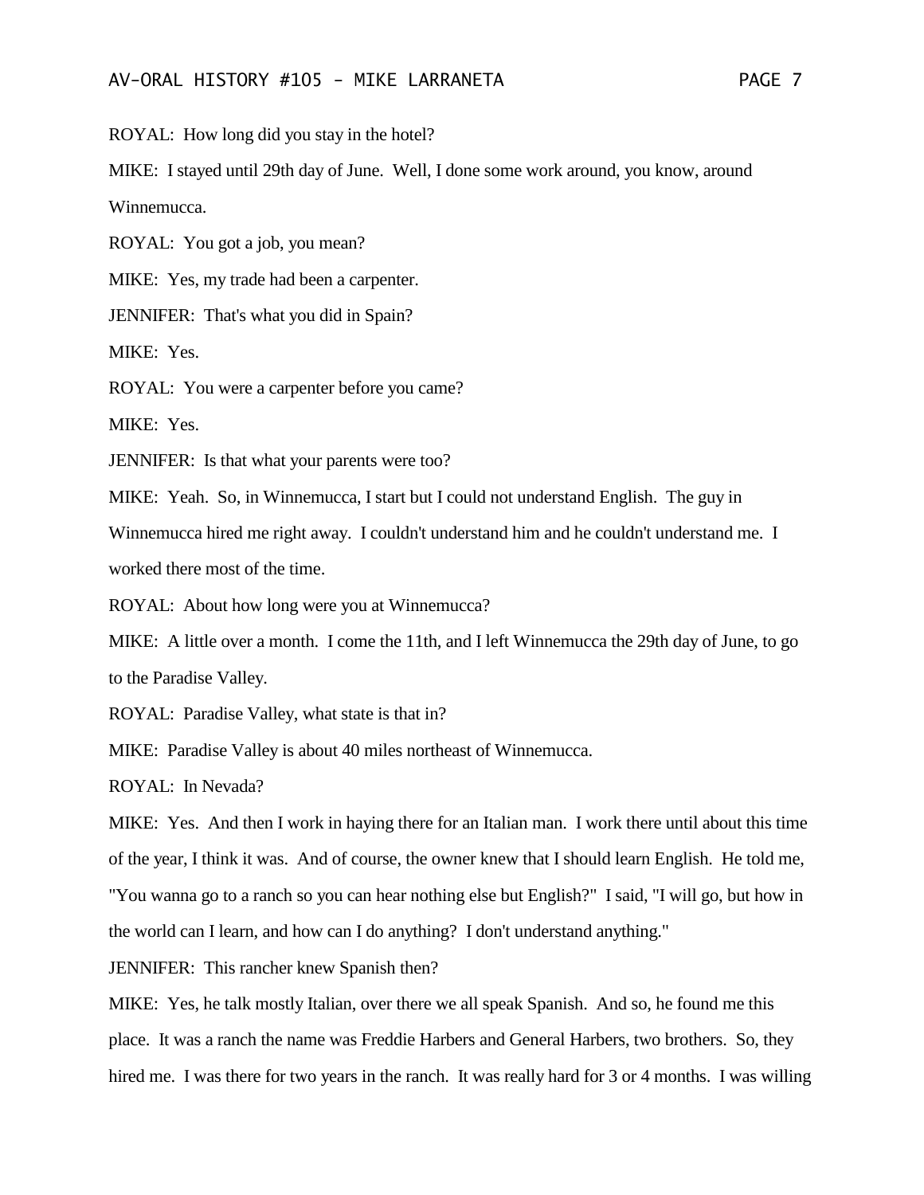ROYAL: How long did you stay in the hotel?

MIKE: I stayed until 29th day of June. Well, I done some work around, you know, around Winnemucca.

ROYAL: You got a job, you mean?

MIKE: Yes, my trade had been a carpenter.

JENNIFER: That's what you did in Spain?

MIKE: Yes.

ROYAL: You were a carpenter before you came?

MIKE: Yes.

JENNIFER: Is that what your parents were too?

MIKE: Yeah. So, in Winnemucca, I start but I could not understand English. The guy in Winnemucca hired me right away. I couldn't understand him and he couldn't understand me. I worked there most of the time.

ROYAL: About how long were you at Winnemucca?

MIKE: A little over a month. I come the 11th, and I left Winnemucca the 29th day of June, to go to the Paradise Valley.

ROYAL: Paradise Valley, what state is that in?

MIKE: Paradise Valley is about 40 miles northeast of Winnemucca.

ROYAL: In Nevada?

MIKE: Yes. And then I work in haying there for an Italian man. I work there until about this time of the year, I think it was. And of course, the owner knew that I should learn English. He told me, "You wanna go to a ranch so you can hear nothing else but English?" I said, "I will go, but how in the world can I learn, and how can I do anything? I don't understand anything."

JENNIFER: This rancher knew Spanish then?

MIKE: Yes, he talk mostly Italian, over there we all speak Spanish. And so, he found me this place. It was a ranch the name was Freddie Harbers and General Harbers, two brothers. So, they hired me. I was there for two years in the ranch. It was really hard for 3 or 4 months. I was willing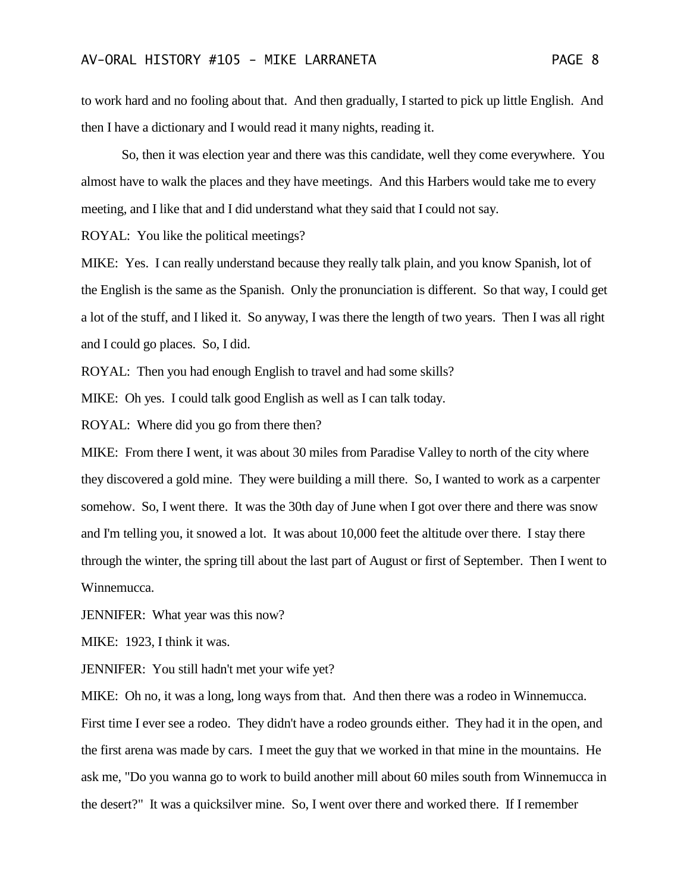to work hard and no fooling about that. And then gradually, I started to pick up little English. And then I have a dictionary and I would read it many nights, reading it.

So, then it was election year and there was this candidate, well they come everywhere. You almost have to walk the places and they have meetings. And this Harbers would take me to every meeting, and I like that and I did understand what they said that I could not say.

ROYAL: You like the political meetings?

MIKE: Yes. I can really understand because they really talk plain, and you know Spanish, lot of the English is the same as the Spanish. Only the pronunciation is different. So that way, I could get a lot of the stuff, and I liked it. So anyway, I was there the length of two years. Then I was all right and I could go places. So, I did.

ROYAL: Then you had enough English to travel and had some skills?

MIKE: Oh yes. I could talk good English as well as I can talk today.

ROYAL: Where did you go from there then?

MIKE: From there I went, it was about 30 miles from Paradise Valley to north of the city where they discovered a gold mine. They were building a mill there. So, I wanted to work as a carpenter somehow. So, I went there. It was the 30th day of June when I got over there and there was snow and I'm telling you, it snowed a lot. It was about 10,000 feet the altitude over there. I stay there through the winter, the spring till about the last part of August or first of September. Then I went to Winnemucca.

JENNIFER: What year was this now?

MIKE: 1923, I think it was.

JENNIFER: You still hadn't met your wife yet?

MIKE: Oh no, it was a long, long ways from that. And then there was a rodeo in Winnemucca. First time I ever see a rodeo. They didn't have a rodeo grounds either. They had it in the open, and the first arena was made by cars. I meet the guy that we worked in that mine in the mountains. He ask me, "Do you wanna go to work to build another mill about 60 miles south from Winnemucca in the desert?" It was a quicksilver mine. So, I went over there and worked there. If I remember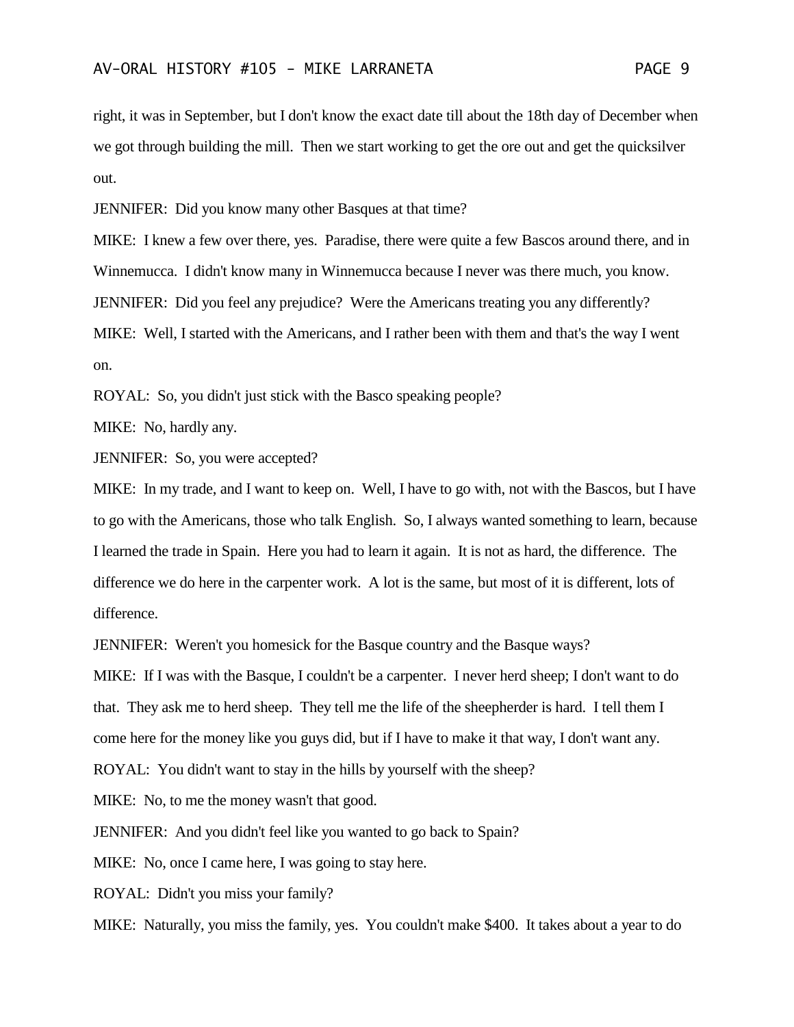right, it was in September, but I don't know the exact date till about the 18th day of December when we got through building the mill. Then we start working to get the ore out and get the quicksilver out.

JENNIFER: Did you know many other Basques at that time?

MIKE: I knew a few over there, yes. Paradise, there were quite a few Bascos around there, and in Winnemucca. I didn't know many in Winnemucca because I never was there much, you know.

JENNIFER: Did you feel any prejudice? Were the Americans treating you any differently?

MIKE: Well, I started with the Americans, and I rather been with them and that's the way I went on.

ROYAL: So, you didn't just stick with the Basco speaking people?

MIKE: No, hardly any.

JENNIFER: So, you were accepted?

MIKE: In my trade, and I want to keep on. Well, I have to go with, not with the Bascos, but I have to go with the Americans, those who talk English. So, I always wanted something to learn, because I learned the trade in Spain. Here you had to learn it again. It is not as hard, the difference. The difference we do here in the carpenter work. A lot is the same, but most of it is different, lots of difference.

JENNIFER: Weren't you homesick for the Basque country and the Basque ways?

MIKE: If I was with the Basque, I couldn't be a carpenter. I never herd sheep; I don't want to do that. They ask me to herd sheep. They tell me the life of the sheepherder is hard. I tell them I come here for the money like you guys did, but if I have to make it that way, I don't want any.

ROYAL: You didn't want to stay in the hills by yourself with the sheep?

MIKE: No, to me the money wasn't that good.

JENNIFER: And you didn't feel like you wanted to go back to Spain?

MIKE: No, once I came here, I was going to stay here.

ROYAL: Didn't you miss your family?

MIKE: Naturally, you miss the family, yes. You couldn't make $400. It takes about a year to do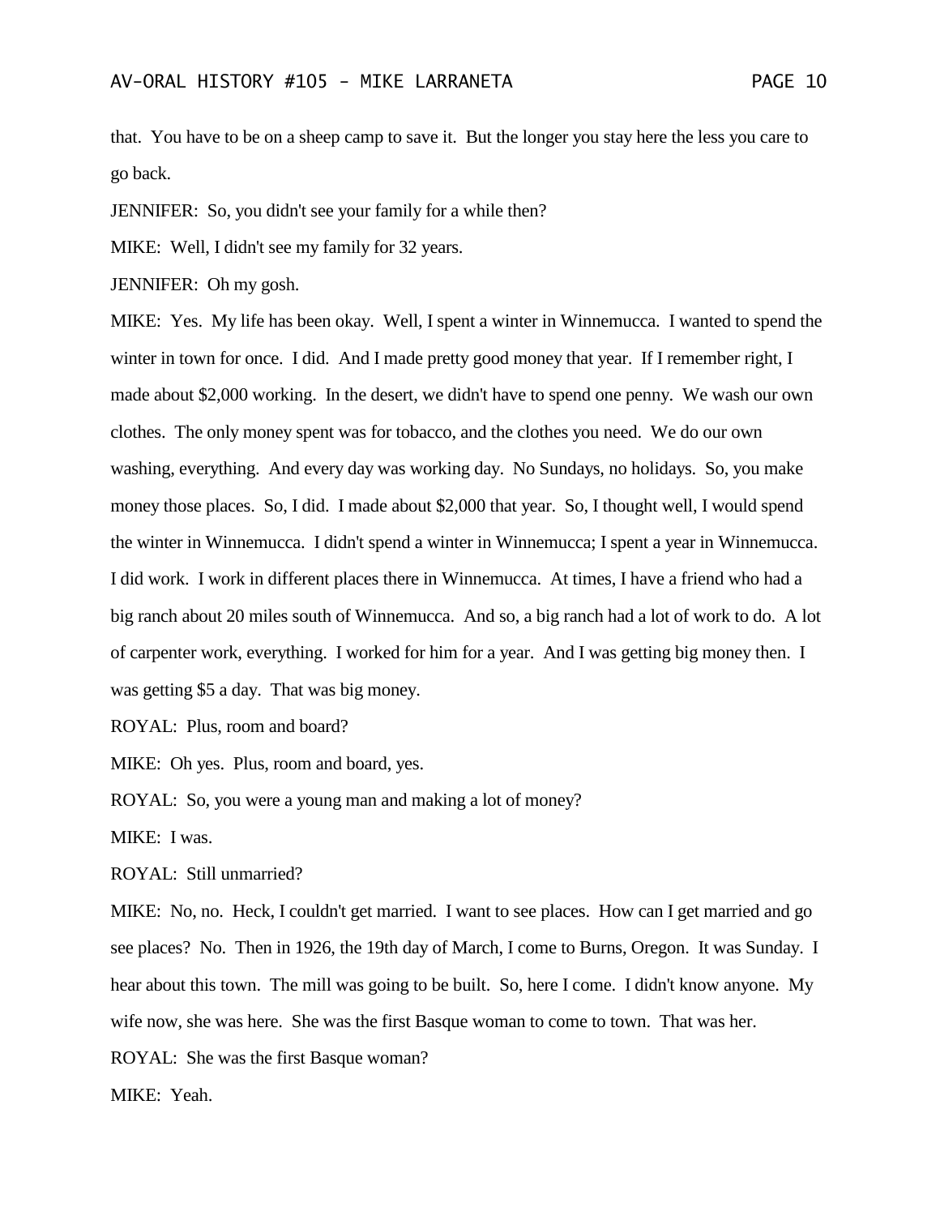that. You have to be on a sheep camp to save it. But the longer you stay here the less you care to go back.

JENNIFER: So, you didn't see your family for a while then?

MIKE: Well, I didn't see my family for 32 years.

JENNIFER: Oh my gosh.

MIKE: Yes. My life has been okay. Well, I spent a winter in Winnemucca. I wanted to spend the winter in town for once. I did. And I made pretty good money that year. If I remember right, I made about $2,000 working. In the desert, we didn't have to spend one penny. We wash our own clothes. The only money spent was for tobacco, and the clothes you need. We do our own washing, everything. And every day was working day. No Sundays, no holidays. So, you make money those places. So, I did. I made about $2,000 that year. So, I thought well, I would spend the winter in Winnemucca. I didn't spend a winter in Winnemucca; I spent a year in Winnemucca. I did work. I work in different places there in Winnemucca. At times, I have a friend who had a big ranch about 20 miles south of Winnemucca. And so, a big ranch had a lot of work to do. A lot of carpenter work, everything. I worked for him for a year. And I was getting big money then. I was getting $5 a day. That was big money.

ROYAL: Plus, room and board?

MIKE: Oh yes. Plus, room and board, yes.

ROYAL: So, you were a young man and making a lot of money?

MIKE: I was.

ROYAL: Still unmarried?

MIKE: No, no. Heck, I couldn't get married. I want to see places. How can I get married and go see places? No. Then in 1926, the 19th day of March, I come to Burns, Oregon. It was Sunday. I hear about this town. The mill was going to be built. So, here I come. I didn't know anyone. My wife now, she was here. She was the first Basque woman to come to town. That was her.

ROYAL: She was the first Basque woman?

MIKE: Yeah.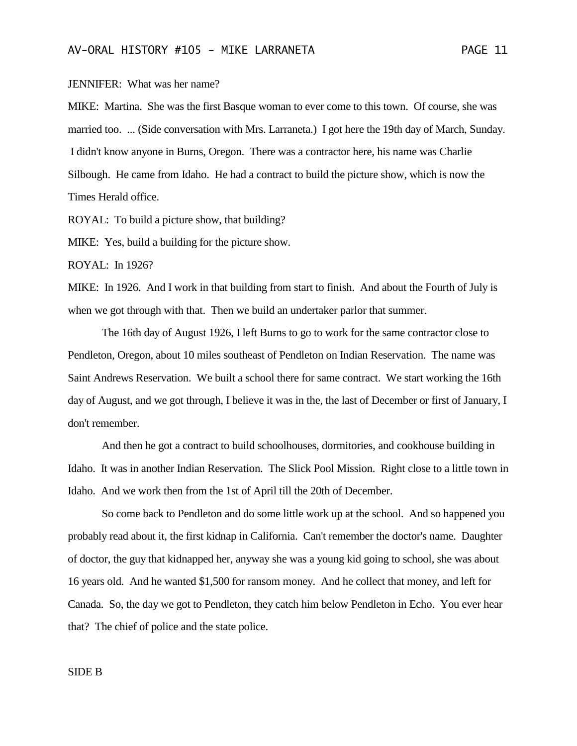JENNIFER: What was her name?

MIKE: Martina. She was the first Basque woman to ever come to this town. Of course, she was married too. ... (Side conversation with Mrs. Larraneta.) I got here the 19th day of March, Sunday. I didn't know anyone in Burns, Oregon. There was a contractor here, his name was Charlie Silbough. He came from Idaho. He had a contract to build the picture show, which is now the Times Herald office.

ROYAL: To build a picture show, that building?

MIKE: Yes, build a building for the picture show.

ROYAL: In 1926?

MIKE: In 1926. And I work in that building from start to finish. And about the Fourth of July is when we got through with that. Then we build an undertaker parlor that summer.

The 16th day of August 1926, I left Burns to go to work for the same contractor close to Pendleton, Oregon, about 10 miles southeast of Pendleton on Indian Reservation. The name was Saint Andrews Reservation. We built a school there for same contract. We start working the 16th day of August, and we got through, I believe it was in the, the last of December or first of January, I don't remember.

And then he got a contract to build schoolhouses, dormitories, and cookhouse building in Idaho. It was in another Indian Reservation. The Slick Pool Mission. Right close to a little town in Idaho. And we work then from the 1st of April till the 20th of December.

So come back to Pendleton and do some little work up at the school. And so happened you probably read about it, the first kidnap in California. Can't remember the doctor's name. Daughter of doctor, the guy that kidnapped her, anyway she was a young kid going to school, she was about 16 years old. And he wanted $1,500 for ransom money. And he collect that money, and left for Canada. So, the day we got to Pendleton, they catch him below Pendleton in Echo. You ever hear that? The chief of police and the state police.

SIDE B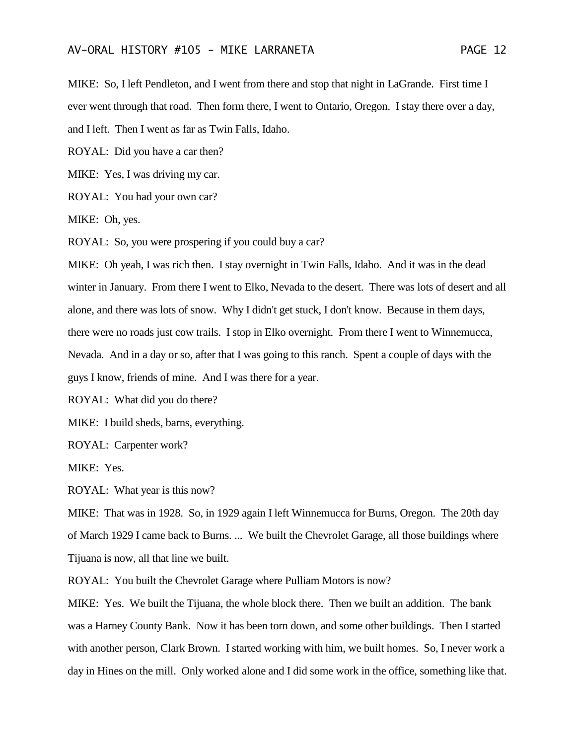MIKE: So, I left Pendleton, and I went from there and stop that night in LaGrande. First time I ever went through that road. Then form there, I went to Ontario, Oregon. I stay there over a day, and I left. Then I went as far as Twin Falls, Idaho.

ROYAL: Did you have a car then?

MIKE: Yes, I was driving my car.

ROYAL: You had your own car?

MIKE: Oh, yes.

ROYAL: So, you were prospering if you could buy a car?

MIKE: Oh yeah, I was rich then. I stay overnight in Twin Falls, Idaho. And it was in the dead winter in January. From there I went to Elko, Nevada to the desert. There was lots of desert and all alone, and there was lots of snow. Why I didn't get stuck, I don't know. Because in them days, there were no roads just cow trails. I stop in Elko overnight. From there I went to Winnemucca, Nevada. And in a day or so, after that I was going to this ranch. Spent a couple of days with the guys I know, friends of mine. And I was there for a year.

ROYAL: What did you do there?

MIKE: I build sheds, barns, everything.

ROYAL: Carpenter work?

MIKE: Yes.

ROYAL: What year is this now?

MIKE: That was in 1928. So, in 1929 again I left Winnemucca for Burns, Oregon. The 20th day of March 1929 I came back to Burns. ... We built the Chevrolet Garage, all those buildings where Tijuana is now, all that line we built.

ROYAL: You built the Chevrolet Garage where Pulliam Motors is now?

MIKE: Yes. We built the Tijuana, the whole block there. Then we built an addition. The bank was a Harney County Bank. Now it has been torn down, and some other buildings. Then I started with another person, Clark Brown. I started working with him, we built homes. So, I never work a day in Hines on the mill. Only worked alone and I did some work in the office, something like that.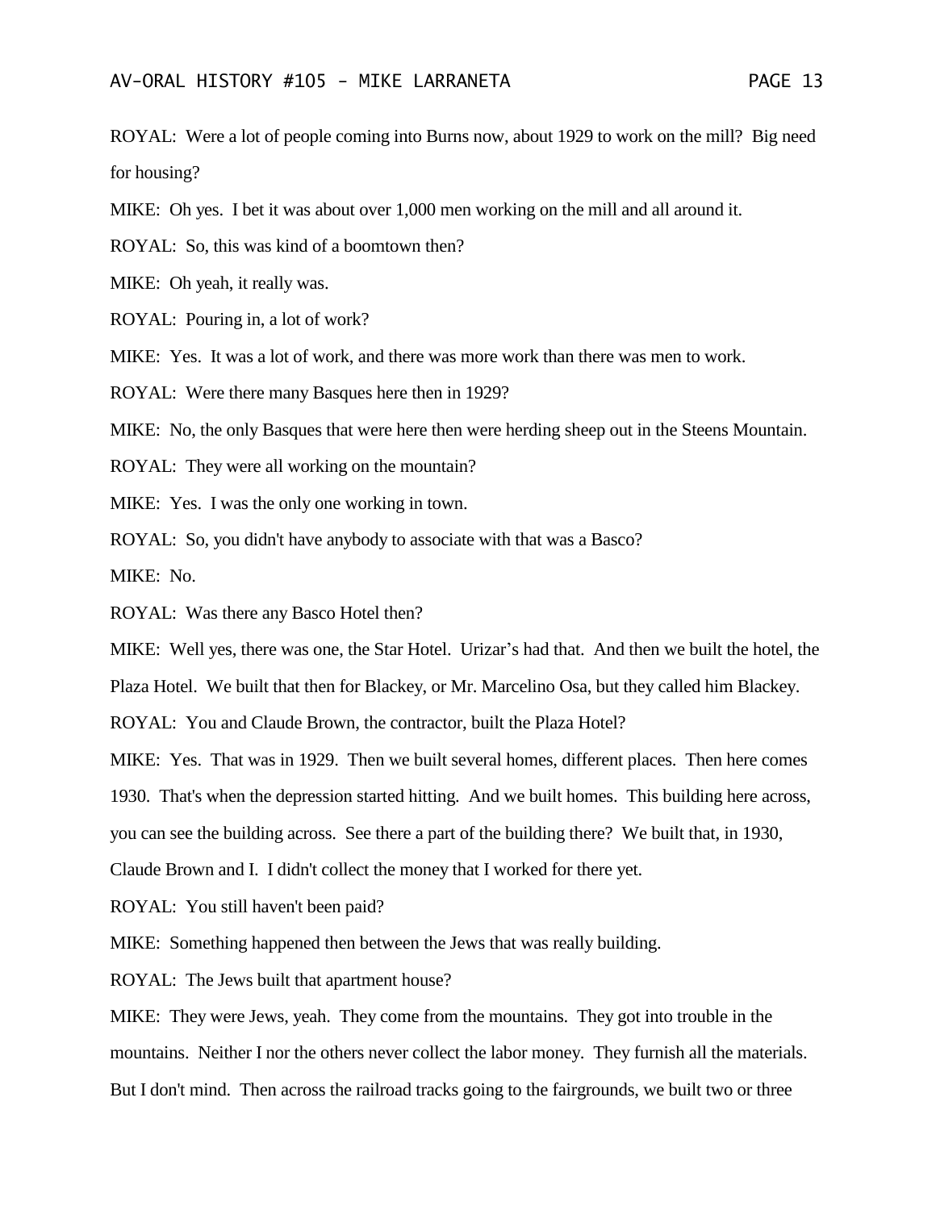ROYAL: Were a lot of people coming into Burns now, about 1929 to work on the mill? Big need for housing?

MIKE: Oh yes. I bet it was about over 1,000 men working on the mill and all around it.

ROYAL: So, this was kind of a boomtown then?

MIKE: Oh yeah, it really was.

ROYAL: Pouring in, a lot of work?

MIKE: Yes. It was a lot of work, and there was more work than there was men to work.

ROYAL: Were there many Basques here then in 1929?

MIKE: No, the only Basques that were here then were herding sheep out in the Steens Mountain.

ROYAL: They were all working on the mountain?

MIKE: Yes. I was the only one working in town.

ROYAL: So, you didn't have anybody to associate with that was a Basco?

MIKE: No.

ROYAL: Was there any Basco Hotel then?

MIKE: Well yes, there was one, the Star Hotel. Urizar's had that. And then we built the hotel, the Plaza Hotel. We built that then for Blackey, or Mr. Marcelino Osa, but they called him Blackey.

ROYAL: You and Claude Brown, the contractor, built the Plaza Hotel?

MIKE: Yes. That was in 1929. Then we built several homes, different places. Then here comes 1930. That's when the depression started hitting. And we built homes. This building here across, you can see the building across. See there a part of the building there? We built that, in 1930, Claude Brown and I. I didn't collect the money that I worked for there yet.

ROYAL: You still haven't been paid?

MIKE: Something happened then between the Jews that was really building.

ROYAL: The Jews built that apartment house?

MIKE: They were Jews, yeah. They come from the mountains. They got into trouble in the mountains. Neither I nor the others never collect the labor money. They furnish all the materials. But I don't mind. Then across the railroad tracks going to the fairgrounds, we built two or three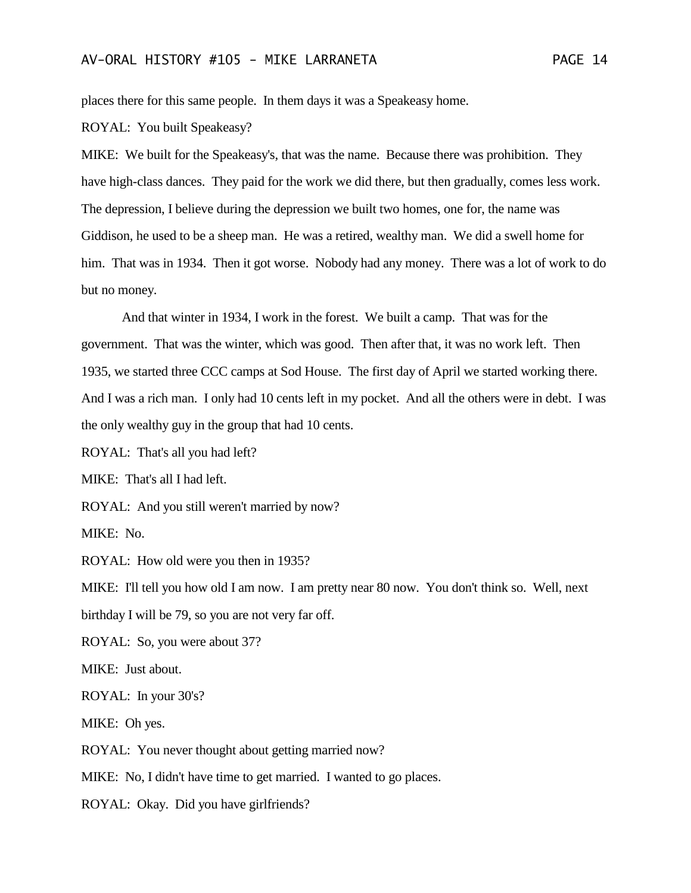places there for this same people. In them days it was a Speakeasy home.

ROYAL: You built Speakeasy?

MIKE: We built for the Speakeasy's, that was the name. Because there was prohibition. They have high-class dances. They paid for the work we did there, but then gradually, comes less work. The depression, I believe during the depression we built two homes, one for, the name was Giddison, he used to be a sheep man. He was a retired, wealthy man. We did a swell home for him. That was in 1934. Then it got worse. Nobody had any money. There was a lot of work to do but no money.

And that winter in 1934, I work in the forest. We built a camp. That was for the government. That was the winter, which was good. Then after that, it was no work left. Then 1935, we started three CCC camps at Sod House. The first day of April we started working there. And I was a rich man. I only had 10 cents left in my pocket. And all the others were in debt. I was the only wealthy guy in the group that had 10 cents.

ROYAL: That's all you had left?

MIKE: That's all I had left.

ROYAL: And you still weren't married by now?

MIKE: No.

ROYAL: How old were you then in 1935?

MIKE: I'll tell you how old I am now. I am pretty near 80 now. You don't think so. Well, next birthday I will be 79, so you are not very far off.

ROYAL: So, you were about 37?

MIKE: Just about.

ROYAL: In your 30's?

MIKE: Oh yes.

ROYAL: You never thought about getting married now?

MIKE: No, I didn't have time to get married. I wanted to go places.

ROYAL: Okay. Did you have girlfriends?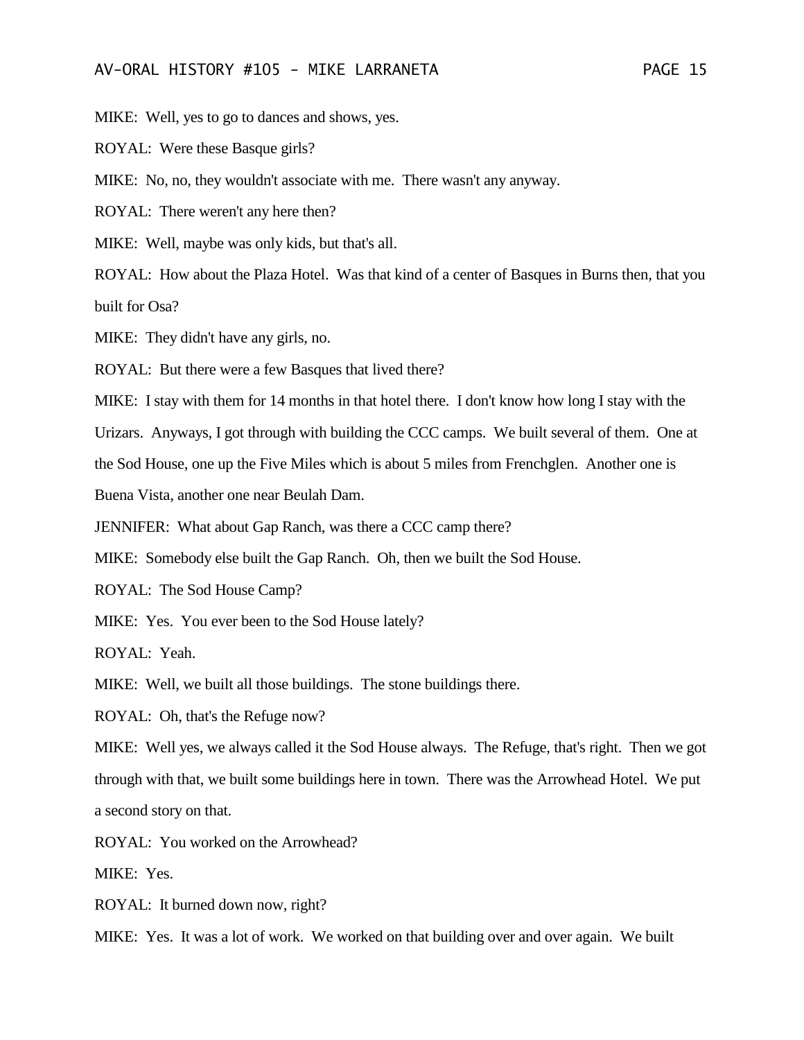MIKE: Well, yes to go to dances and shows, yes.

ROYAL: Were these Basque girls?

MIKE: No, no, they wouldn't associate with me. There wasn't any anyway.

ROYAL: There weren't any here then?

MIKE: Well, maybe was only kids, but that's all.

ROYAL: How about the Plaza Hotel. Was that kind of a center of Basques in Burns then, that you built for Osa?

MIKE: They didn't have any girls, no.

ROYAL: But there were a few Basques that lived there?

MIKE: I stay with them for 14 months in that hotel there. I don't know how long I stay with the Urizars. Anyways, I got through with building the CCC camps. We built several of them. One at the Sod House, one up the Five Miles which is about 5 miles from Frenchglen. Another one is Buena Vista, another one near Beulah Dam.

JENNIFER: What about Gap Ranch, was there a CCC camp there?

MIKE: Somebody else built the Gap Ranch. Oh, then we built the Sod House.

ROYAL: The Sod House Camp?

MIKE: Yes. You ever been to the Sod House lately?

ROYAL: Yeah.

MIKE: Well, we built all those buildings. The stone buildings there.

ROYAL: Oh, that's the Refuge now?

MIKE: Well yes, we always called it the Sod House always. The Refuge, that's right. Then we got through with that, we built some buildings here in town. There was the Arrowhead Hotel. We put a second story on that.

ROYAL: You worked on the Arrowhead?

MIKE: Yes.

ROYAL: It burned down now, right?

MIKE: Yes. It was a lot of work. We worked on that building over and over again. We built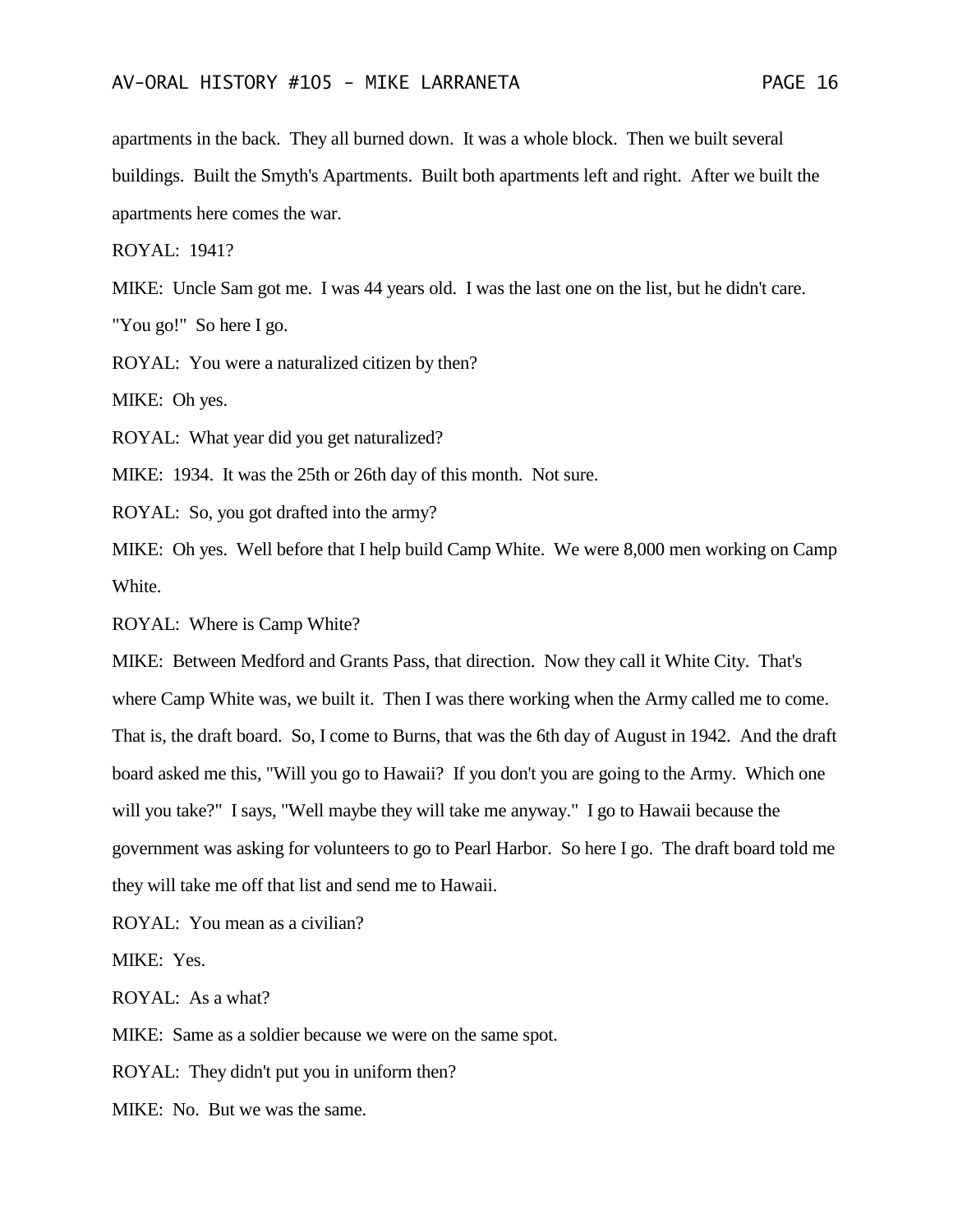apartments in the back. They all burned down. It was a whole block. Then we built several buildings. Built the Smyth's Apartments. Built both apartments left and right. After we built the apartments here comes the war.

ROYAL: 1941?

MIKE: Uncle Sam got me. I was 44 years old. I was the last one on the list, but he didn't care. "You go!" So here I go.

ROYAL: You were a naturalized citizen by then?

MIKE: Oh yes.

ROYAL: What year did you get naturalized?

MIKE: 1934. It was the 25th or 26th day of this month. Not sure.

ROYAL: So, you got drafted into the army?

MIKE: Oh yes. Well before that I help build Camp White. We were 8,000 men working on Camp White.

ROYAL: Where is Camp White?

MIKE: Between Medford and Grants Pass, that direction. Now they call it White City. That's where Camp White was, we built it. Then I was there working when the Army called me to come. That is, the draft board. So, I come to Burns, that was the 6th day of August in 1942. And the draft board asked me this, "Will you go to Hawaii? If you don't you are going to the Army. Which one will you take?" I says, "Well maybe they will take me anyway." I go to Hawaii because the government was asking for volunteers to go to Pearl Harbor. So here I go. The draft board told me they will take me off that list and send me to Hawaii.

ROYAL: You mean as a civilian?

MIKE: Yes.

ROYAL: As a what?

MIKE: Same as a soldier because we were on the same spot.

ROYAL: They didn't put you in uniform then?

MIKE: No. But we was the same.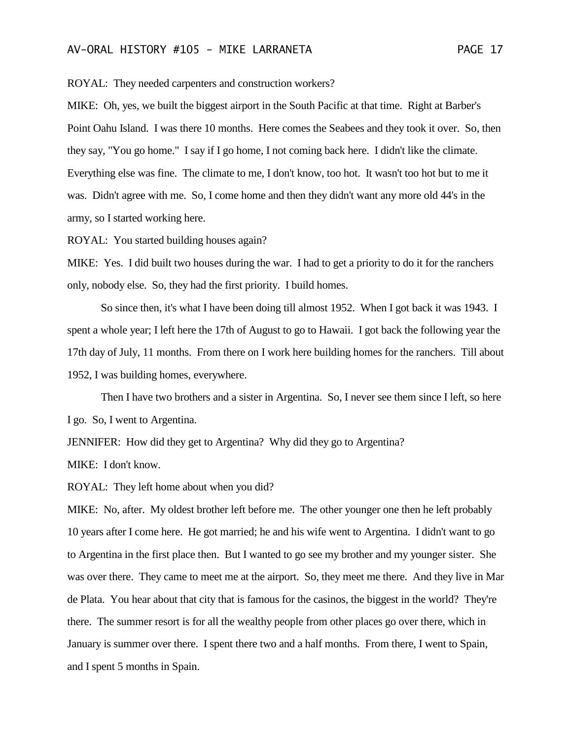ROYAL: They needed carpenters and construction workers?

MIKE: Oh, yes, we built the biggest airport in the South Pacific at that time. Right at Barber's Point Oahu Island. I was there 10 months. Here comes the Seabees and they took it over. So, then they say, "You go home." I say if I go home, I not coming back here. I didn't like the climate. Everything else was fine. The climate to me, I don't know, too hot. It wasn't too hot but to me it was. Didn't agree with me. So, I come home and then they didn't want any more old 44's in the army, so I started working here.

ROYAL: You started building houses again?

MIKE: Yes. I did built two houses during the war. I had to get a priority to do it for the ranchers only, nobody else. So, they had the first priority. I build homes.

So since then, it's what I have been doing till almost 1952. When I got back it was 1943. I spent a whole year; I left here the 17th of August to go to Hawaii. I got back the following year the 17th day of July, 11 months. From there on I work here building homes for the ranchers. Till about 1952, I was building homes, everywhere.

Then I have two brothers and a sister in Argentina. So, I never see them since I left, so here I go. So, I went to Argentina.

JENNIFER: How did they get to Argentina? Why did they go to Argentina?

MIKE: I don't know.

ROYAL: They left home about when you did?

MIKE: No, after. My oldest brother left before me. The other younger one then he left probably 10 years after I come here. He got married; he and his wife went to Argentina. I didn't want to go to Argentina in the first place then. But I wanted to go see my brother and my younger sister. She was over there. They came to meet me at the airport. So, they meet me there. And they live in Mar de Plata. You hear about that city that is famous for the casinos, the biggest in the world? They're there. The summer resort is for all the wealthy people from other places go over there, which in January is summer over there. I spent there two and a half months. From there, I went to Spain, and I spent 5 months in Spain.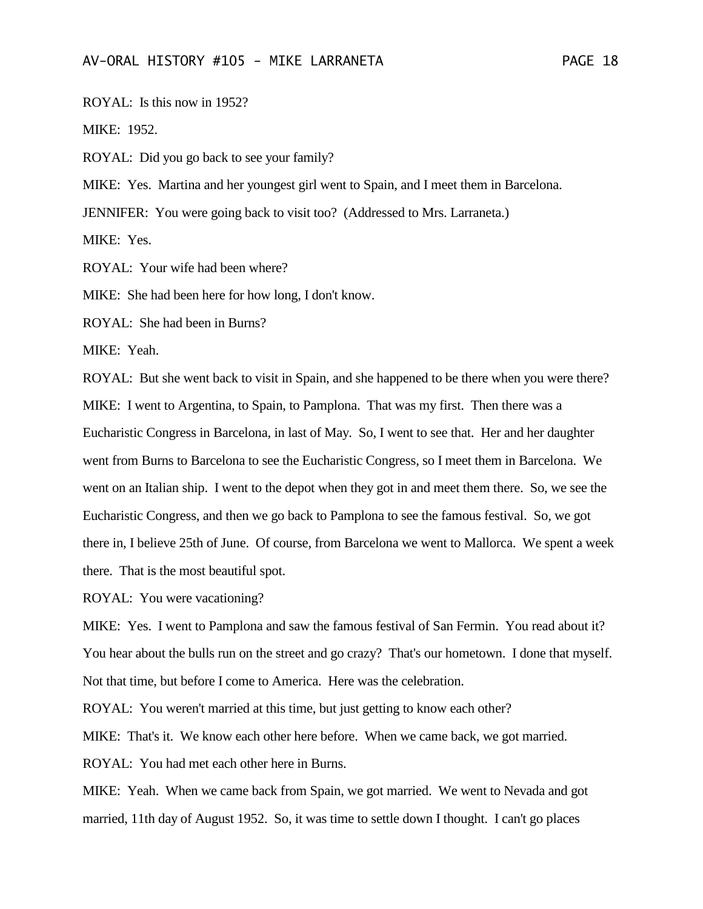ROYAL: Is this now in 1952?

MIKE: 1952.

ROYAL: Did you go back to see your family?

MIKE: Yes. Martina and her youngest girl went to Spain, and I meet them in Barcelona.

JENNIFER: You were going back to visit too? (Addressed to Mrs. Larraneta.)

MIKE: Yes.

ROYAL: Your wife had been where?

MIKE: She had been here for how long, I don't know.

ROYAL: She had been in Burns?

MIKE: Yeah.

ROYAL: But she went back to visit in Spain, and she happened to be there when you were there?

MIKE: I went to Argentina, to Spain, to Pamplona. That was my first. Then there was a Eucharistic Congress in Barcelona, in last of May. So, I went to see that. Her and her daughter went from Burns to Barcelona to see the Eucharistic Congress, so I meet them in Barcelona. We went on an Italian ship. I went to the depot when they got in and meet them there. So, we see the Eucharistic Congress, and then we go back to Pamplona to see the famous festival. So, we got there in, I believe 25th of June. Of course, from Barcelona we went to Mallorca. We spent a week there. That is the most beautiful spot.

ROYAL: You were vacationing?

MIKE: Yes. I went to Pamplona and saw the famous festival of San Fermin. You read about it? You hear about the bulls run on the street and go crazy? That's our hometown. I done that myself. Not that time, but before I come to America. Here was the celebration.

ROYAL: You weren't married at this time, but just getting to know each other?

MIKE: That's it. We know each other here before. When we came back, we got married.

ROYAL: You had met each other here in Burns.

MIKE: Yeah. When we came back from Spain, we got married. We went to Nevada and got married, 11th day of August 1952. So, it was time to settle down I thought. I can't go places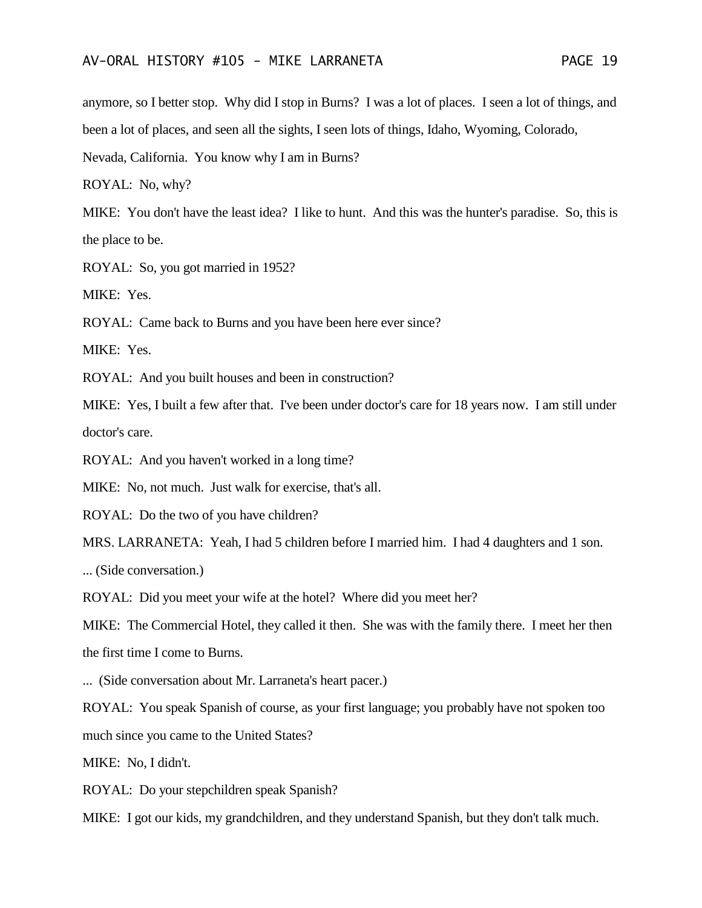anymore, so I better stop. Why did I stop in Burns? I was a lot of places. I seen a lot of things, and been a lot of places, and seen all the sights, I seen lots of things, Idaho, Wyoming, Colorado, Nevada, California. You know why I am in Burns?

ROYAL: No, why?

MIKE: You don't have the least idea? I like to hunt. And this was the hunter's paradise. So, this is the place to be.

ROYAL: So, you got married in 1952?

MIKE: Yes.

ROYAL: Came back to Burns and you have been here ever since?

MIKE: Yes.

ROYAL: And you built houses and been in construction?

MIKE: Yes, I built a few after that. I've been under doctor's care for 18 years now. I am still under doctor's care.

ROYAL: And you haven't worked in a long time?

MIKE: No, not much. Just walk for exercise, that's all.

ROYAL: Do the two of you have children?

MRS. LARRANETA: Yeah, I had 5 children before I married him. I had 4 daughters and 1 son.

... (Side conversation.)

ROYAL: Did you meet your wife at the hotel? Where did you meet her?

MIKE: The Commercial Hotel, they called it then. She was with the family there. I meet her then the first time I come to Burns.

... (Side conversation about Mr. Larraneta's heart pacer.)

ROYAL: You speak Spanish of course, as your first language; you probably have not spoken too much since you came to the United States?

MIKE: No, I didn't.

ROYAL: Do your stepchildren speak Spanish?

MIKE: I got our kids, my grandchildren, and they understand Spanish, but they don't talk much.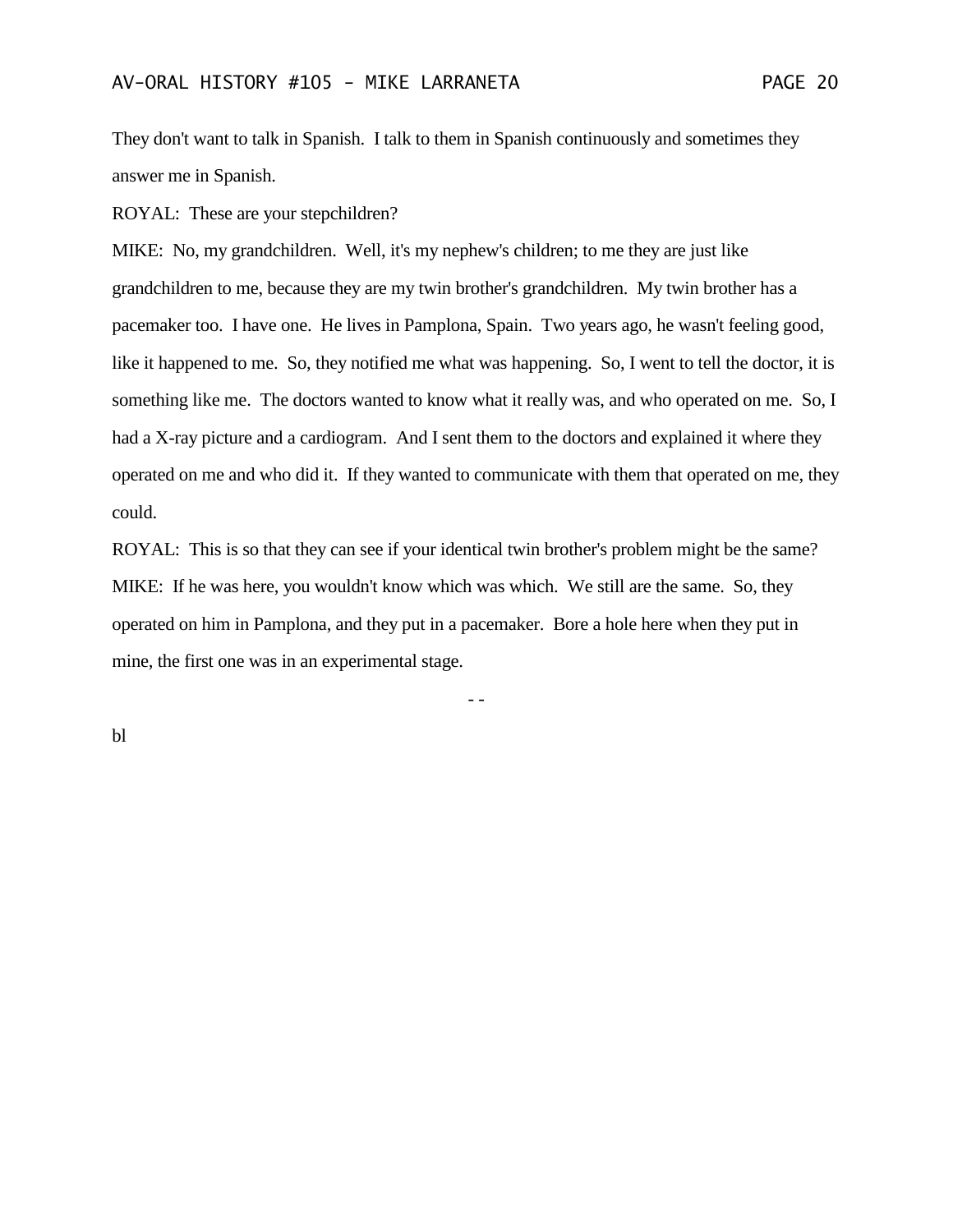They don't want to talk in Spanish. I talk to them in Spanish continuously and sometimes they answer me in Spanish.

ROYAL: These are your stepchildren?

MIKE: No, my grandchildren. Well, it's my nephew's children; to me they are just like grandchildren to me, because they are my twin brother's grandchildren. My twin brother has a pacemaker too. I have one. He lives in Pamplona, Spain. Two years ago, he wasn't feeling good, like it happened to me. So, they notified me what was happening. So, I went to tell the doctor, it is something like me. The doctors wanted to know what it really was, and who operated on me. So, I had a X-ray picture and a cardiogram. And I sent them to the doctors and explained it where they operated on me and who did it. If they wanted to communicate with them that operated on me, they could.

ROYAL: This is so that they can see if your identical twin brother's problem might be the same?

MIKE: If he was here, you wouldn't know which was which. We still are the same. So, they operated on him in Pamplona, and they put in a pacemaker. Bore a hole here when they put in mine, the first one was in an experimental stage.

- -

bl